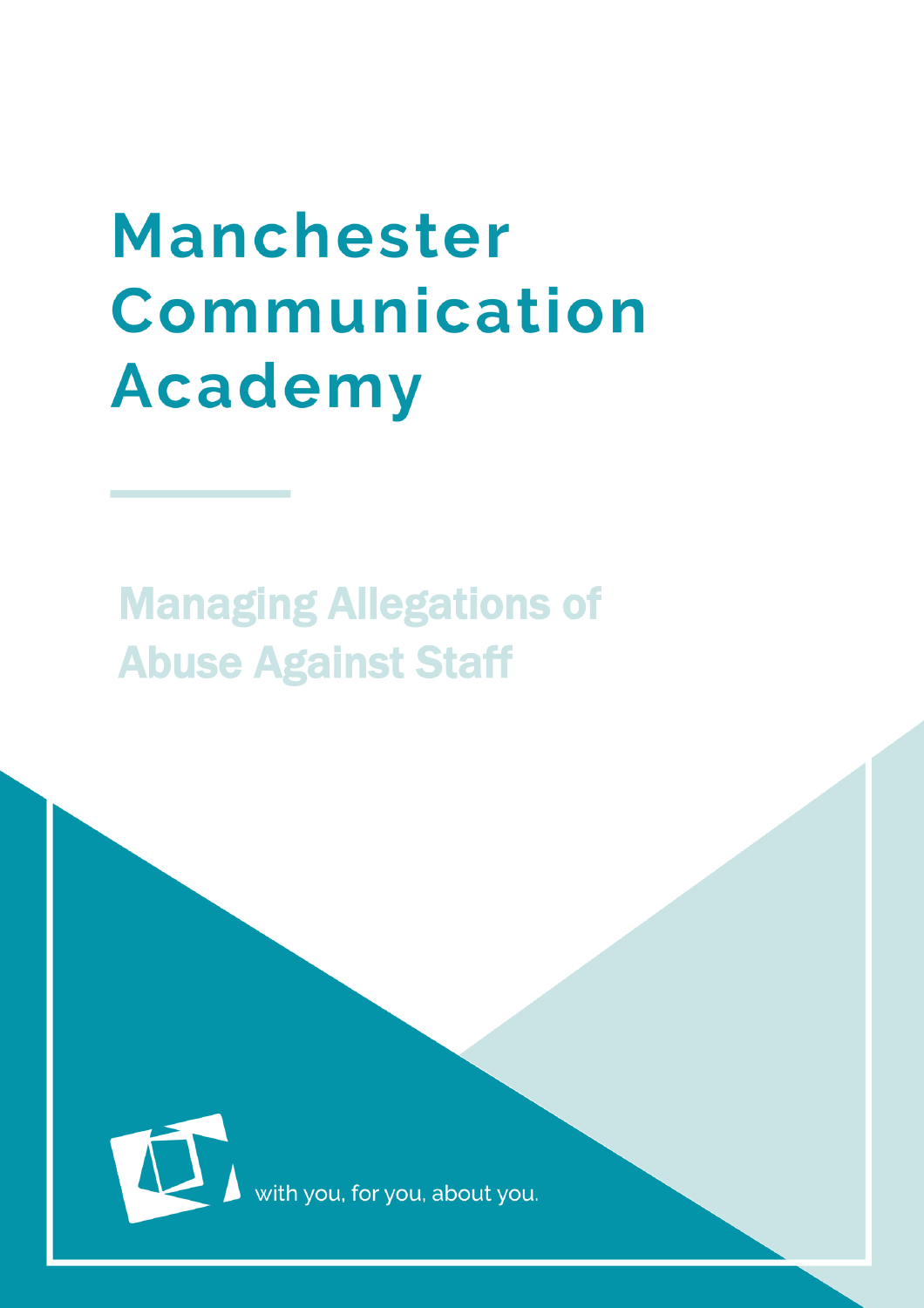# Manchester Communication Academy

## Managing Allegations of Abuse Against Staff

with you, for you, about you.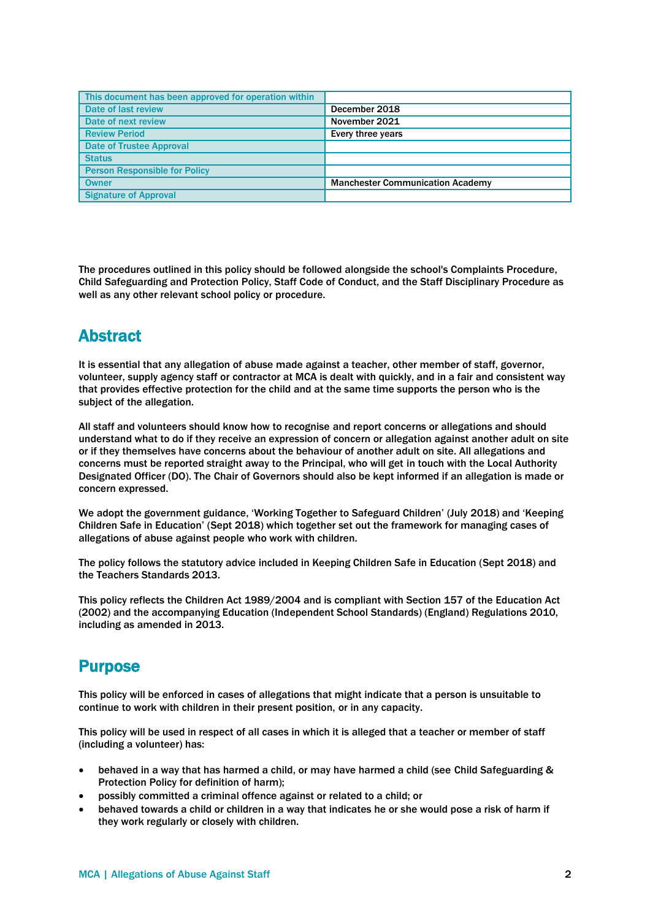| This document has been approved for operation within | |
|---|---|
| Date of last review | December 2018 |
| Date of next review | November 2021 |
| Review Period | Every three years |
| Date of Trustee Approval | |
| Status | |
| Person Responsible for Policy | |
| Owner | Manchester Communication Academy |
| Signature of Approval | |

The procedures outlined in this policy should be followed alongside the school's Complaints Procedure, Child Safeguarding and Protection Policy, Staff Code of Conduct, and the Staff Disciplinary Procedure as well as any other relevant school policy or procedure.

## Abstract

It is essential that any allegation of abuse made against a teacher, other member of staff, governor, volunteer, supply agency staff or contractor at MCA is dealt with quickly, and in a fair and consistent way that provides effective protection for the child and at the same time supports the person who is the subject of the allegation.

All staff and volunteers should know how to recognise and report concerns or allegations and should understand what to do if they receive an expression of concern or allegation against another adult on site or if they themselves have concerns about the behaviour of another adult on site. All allegations and concerns must be reported straight away to the Principal, who will get in touch with the Local Authority Designated Officer (DO). The Chair of Governors should also be kept informed if an allegation is made or concern expressed.

We adopt the government guidance, 'Working Together to Safeguard Children' (July 2018) and 'Keeping Children Safe in Education' (Sept 2018) which together set out the framework for managing cases of allegations of abuse against people who work with children.

The policy follows the statutory advice included in Keeping Children Safe in Education (Sept 2018) and the Teachers Standards 2013.

This policy reflects the Children Act 1989/2004 and is compliant with Section 157 of the Education Act (2002) and the accompanying Education (Independent School Standards) (England) Regulations 2010, including as amended in 2013.

## Purpose

This policy will be enforced in cases of allegations that might indicate that a person is unsuitable to continue to work with children in their present position, or in any capacity.

This policy will be used in respect of all cases in which it is alleged that a teacher or member of staff (including a volunteer) has:

- behaved in a way that has harmed a child, or may have harmed a child (see Child Safeguarding & Protection Policy for definition of harm);
- possibly committed a criminal offence against or related to a child; or
- behaved towards a child or children in a way that indicates he or she would pose a risk of harm if they work regularly or closely with children.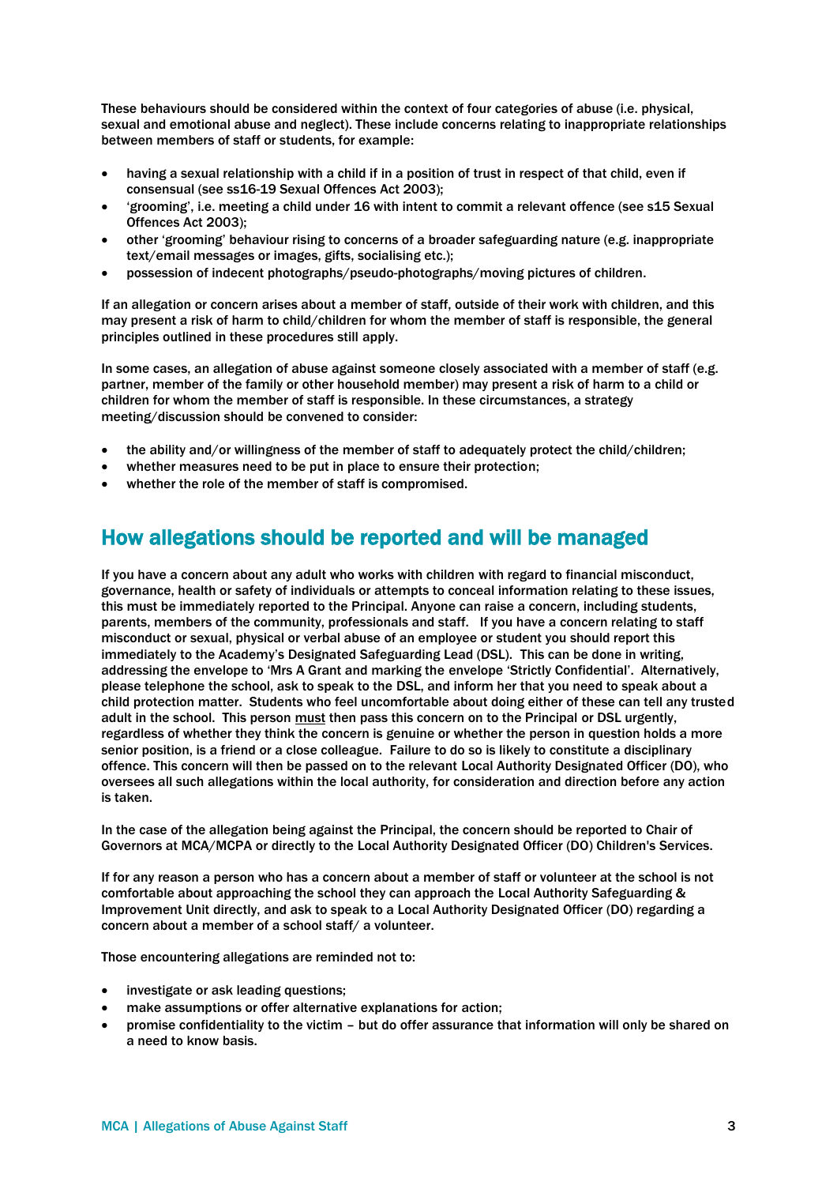These behaviours should be considered within the context of four categories of abuse (i.e. physical, sexual and emotional abuse and neglect). These include concerns relating to inappropriate relationships between members of staff or students, for example:

- having a sexual relationship with a child if in a position of trust in respect of that child, even if consensual (see ss16-19 Sexual Offences Act 2003);
- 'grooming', i.e. meeting a child under 16 with intent to commit a relevant offence (see s15 Sexual Offences Act 2003);
- other 'grooming' behaviour rising to concerns of a broader safeguarding nature (e.g. inappropriate text/email messages or images, gifts, socialising etc.);
- possession of indecent photographs/pseudo-photographs/moving pictures of children.

If an allegation or concern arises about a member of staff, outside of their work with children, and this may present a risk of harm to child/children for whom the member of staff is responsible, the general principles outlined in these procedures still apply.

In some cases, an allegation of abuse against someone closely associated with a member of staff (e.g. partner, member of the family or other household member) may present a risk of harm to a child or children for whom the member of staff is responsible. In these circumstances, a strategy meeting/discussion should be convened to consider:

- the ability and/or willingness of the member of staff to adequately protect the child/children;
- whether measures need to be put in place to ensure their protection;
- whether the role of the member of staff is compromised.

## How allegations should be reported and will be managed

If you have a concern about any adult who works with children with regard to financial misconduct, governance, health or safety of individuals or attempts to conceal information relating to these issues, this must be immediately reported to the Principal. Anyone can raise a concern, including students, parents, members of the community, professionals and staff. If you have a concern relating to staff misconduct or sexual, physical or verbal abuse of an employee or student you should report this immediately to the Academy's Designated Safeguarding Lead (DSL). This can be done in writing, addressing the envelope to 'Mrs A Grant and marking the envelope 'Strictly Confidential'. Alternatively, please telephone the school, ask to speak to the DSL, and inform her that you need to speak about a child protection matter. Students who feel uncomfortable about doing either of these can tell any trusted adult in the school. This person <u>must</u> then pass this concern on to the Principal or DSL urgently, regardless of whether they think the concern is genuine or whether the person in question holds a more senior position, is a friend or a close colleague. Failure to do so is likely to constitute a disciplinary offence. This concern will then be passed on to the relevant Local Authority Designated Officer (DO), who oversees all such allegations within the local authority, for consideration and direction before any action is taken.

In the case of the allegation being against the Principal, the concern should be reported to Chair of Governors at MCA/MCPA or directly to the Local Authority Designated Officer (DO) Children's Services.

If for any reason a person who has a concern about a member of staff or volunteer at the school is not comfortable about approaching the school they can approach the Local Authority Safeguarding & Improvement Unit directly, and ask to speak to a Local Authority Designated Officer (DO) regarding a concern about a member of a school staff/ a volunteer.

Those encountering allegations are reminded not to:

- investigate or ask leading questions;
- make assumptions or offer alternative explanations for action;
- promise confidentiality to the victim – but do offer assurance that information will only be shared on a need to know basis.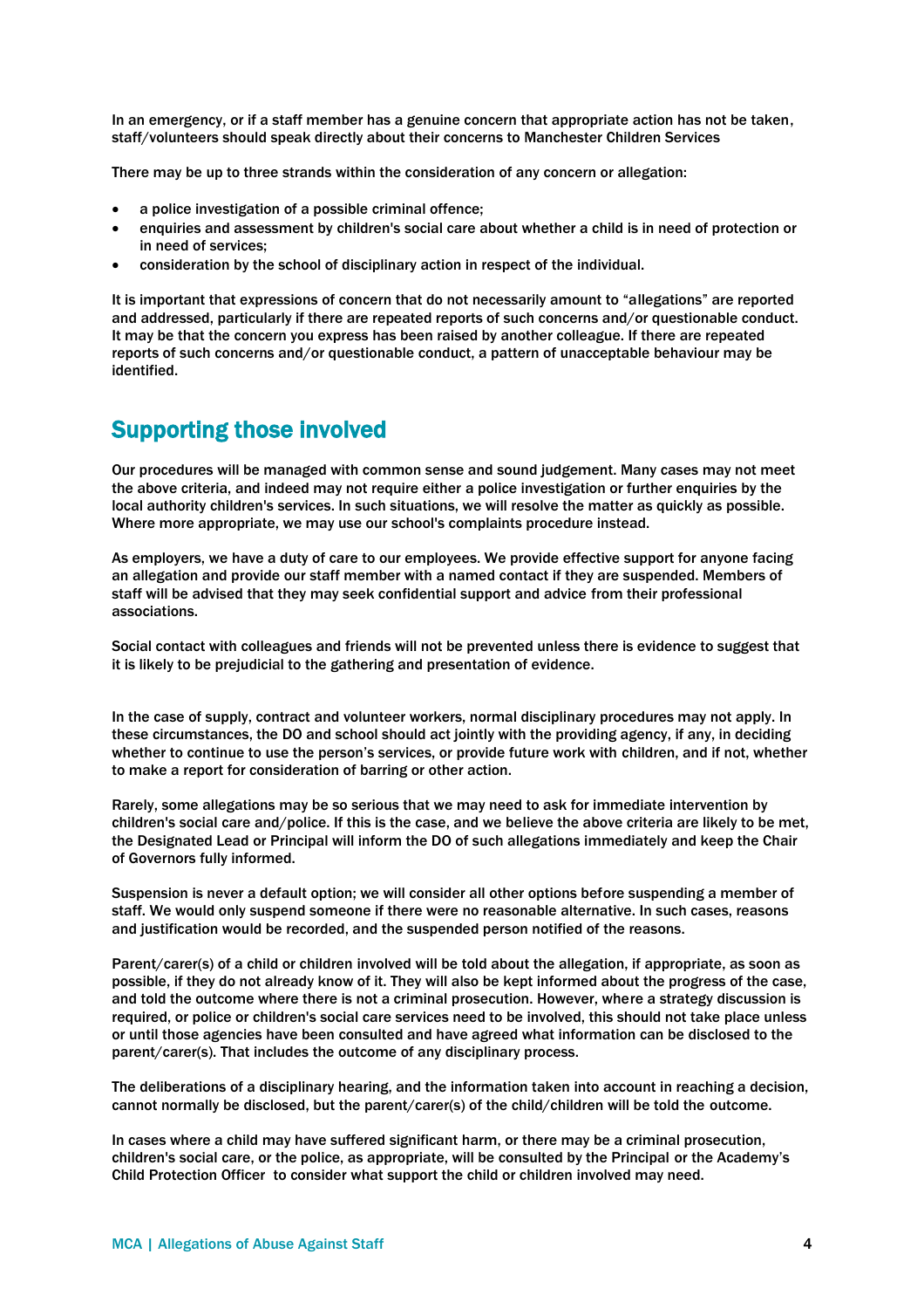In an emergency, or if a staff member has a genuine concern that appropriate action has not be taken, staff/volunteers should speak directly about their concerns to Manchester Children Services

There may be up to three strands within the consideration of any concern or allegation:

- a police investigation of a possible criminal offence;
- enquiries and assessment by children's social care about whether a child is in need of protection or in need of services;
- consideration by the school of disciplinary action in respect of the individual.

It is important that expressions of concern that do not necessarily amount to "allegations" are reported and addressed, particularly if there are repeated reports of such concerns and/or questionable conduct. It may be that the concern you express has been raised by another colleague. If there are repeated reports of such concerns and/or questionable conduct, a pattern of unacceptable behaviour may be identified.

## Supporting those involved

Our procedures will be managed with common sense and sound judgement. Many cases may not meet the above criteria, and indeed may not require either a police investigation or further enquiries by the local authority children's services. In such situations, we will resolve the matter as quickly as possible. Where more appropriate, we may use our school's complaints procedure instead.

As employers, we have a duty of care to our employees. We provide effective support for anyone facing an allegation and provide our staff member with a named contact if they are suspended. Members of staff will be advised that they may seek confidential support and advice from their professional associations.

Social contact with colleagues and friends will not be prevented unless there is evidence to suggest that it is likely to be prejudicial to the gathering and presentation of evidence.

In the case of supply, contract and volunteer workers, normal disciplinary procedures may not apply. In these circumstances, the DO and school should act jointly with the providing agency, if any, in deciding whether to continue to use the person's services, or provide future work with children, and if not, whether to make a report for consideration of barring or other action.

Rarely, some allegations may be so serious that we may need to ask for immediate intervention by children's social care and/police. If this is the case, and we believe the above criteria are likely to be met, the Designated Lead or Principal will inform the DO of such allegations immediately and keep the Chair of Governors fully informed.

Suspension is never a default option; we will consider all other options before suspending a member of staff. We would only suspend someone if there were no reasonable alternative. In such cases, reasons and justification would be recorded, and the suspended person notified of the reasons.

Parent/carer(s) of a child or children involved will be told about the allegation, if appropriate, as soon as possible, if they do not already know of it. They will also be kept informed about the progress of the case, and told the outcome where there is not a criminal prosecution. However, where a strategy discussion is required, or police or children's social care services need to be involved, this should not take place unless or until those agencies have been consulted and have agreed what information can be disclosed to the parent/carer(s). That includes the outcome of any disciplinary process.

The deliberations of a disciplinary hearing, and the information taken into account in reaching a decision, cannot normally be disclosed, but the parent/carer(s) of the child/children will be told the outcome.

In cases where a child may have suffered significant harm, or there may be a criminal prosecution, children's social care, or the police, as appropriate, will be consulted by the Principal or the Academy's Child Protection Officer to consider what support the child or children involved may need.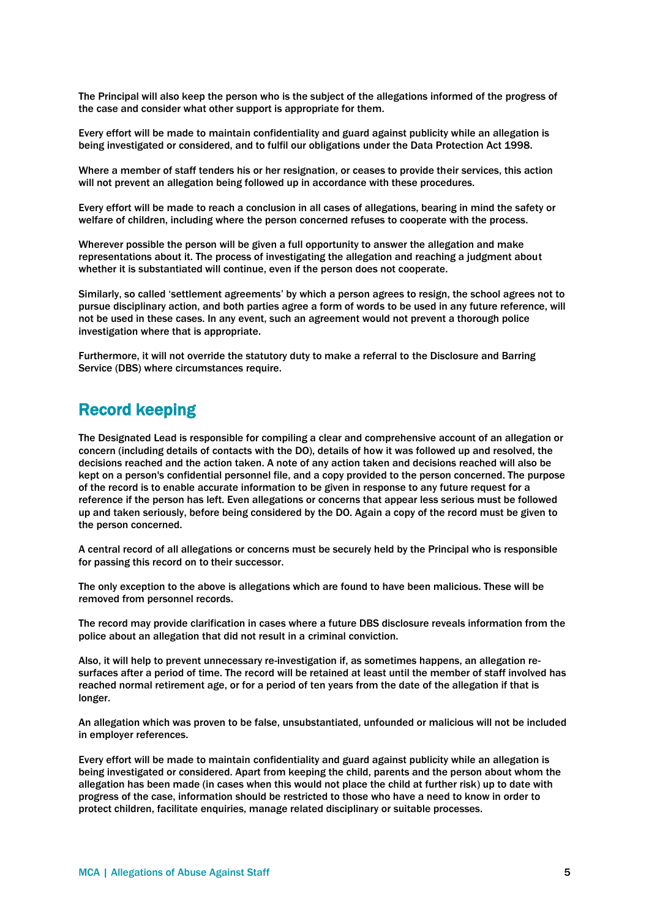The Principal will also keep the person who is the subject of the allegations informed of the progress of the case and consider what other support is appropriate for them.

Every effort will be made to maintain confidentiality and guard against publicity while an allegation is being investigated or considered, and to fulfil our obligations under the Data Protection Act 1998.

Where a member of staff tenders his or her resignation, or ceases to provide their services, this action will not prevent an allegation being followed up in accordance with these procedures.

Every effort will be made to reach a conclusion in all cases of allegations, bearing in mind the safety or welfare of children, including where the person concerned refuses to cooperate with the process.

Wherever possible the person will be given a full opportunity to answer the allegation and make representations about it. The process of investigating the allegation and reaching a judgment about whether it is substantiated will continue, even if the person does not cooperate.

Similarly, so called 'settlement agreements' by which a person agrees to resign, the school agrees not to pursue disciplinary action, and both parties agree a form of words to be used in any future reference, will not be used in these cases. In any event, such an agreement would not prevent a thorough police investigation where that is appropriate.

Furthermore, it will not override the statutory duty to make a referral to the Disclosure and Barring Service (DBS) where circumstances require.

## Record keeping

The Designated Lead is responsible for compiling a clear and comprehensive account of an allegation or concern (including details of contacts with the DO), details of how it was followed up and resolved, the decisions reached and the action taken. A note of any action taken and decisions reached will also be kept on a person's confidential personnel file, and a copy provided to the person concerned. The purpose of the record is to enable accurate information to be given in response to any future request for a reference if the person has left. Even allegations or concerns that appear less serious must be followed up and taken seriously, before being considered by the DO. Again a copy of the record must be given to the person concerned.

A central record of all allegations or concerns must be securely held by the Principal who is responsible for passing this record on to their successor.

The only exception to the above is allegations which are found to have been malicious. These will be removed from personnel records.

The record may provide clarification in cases where a future DBS disclosure reveals information from the police about an allegation that did not result in a criminal conviction.

Also, it will help to prevent unnecessary re-investigation if, as sometimes happens, an allegation re-surfaces after a period of time. The record will be retained at least until the member of staff involved has reached normal retirement age, or for a period of ten years from the date of the allegation if that is longer.

An allegation which was proven to be false, unsubstantiated, unfounded or malicious will not be included in employer references.

Every effort will be made to maintain confidentiality and guard against publicity while an allegation is being investigated or considered. Apart from keeping the child, parents and the person about whom the allegation has been made (in cases when this would not place the child at further risk) up to date with progress of the case, information should be restricted to those who have a need to know in order to protect children, facilitate enquiries, manage related disciplinary or suitable processes.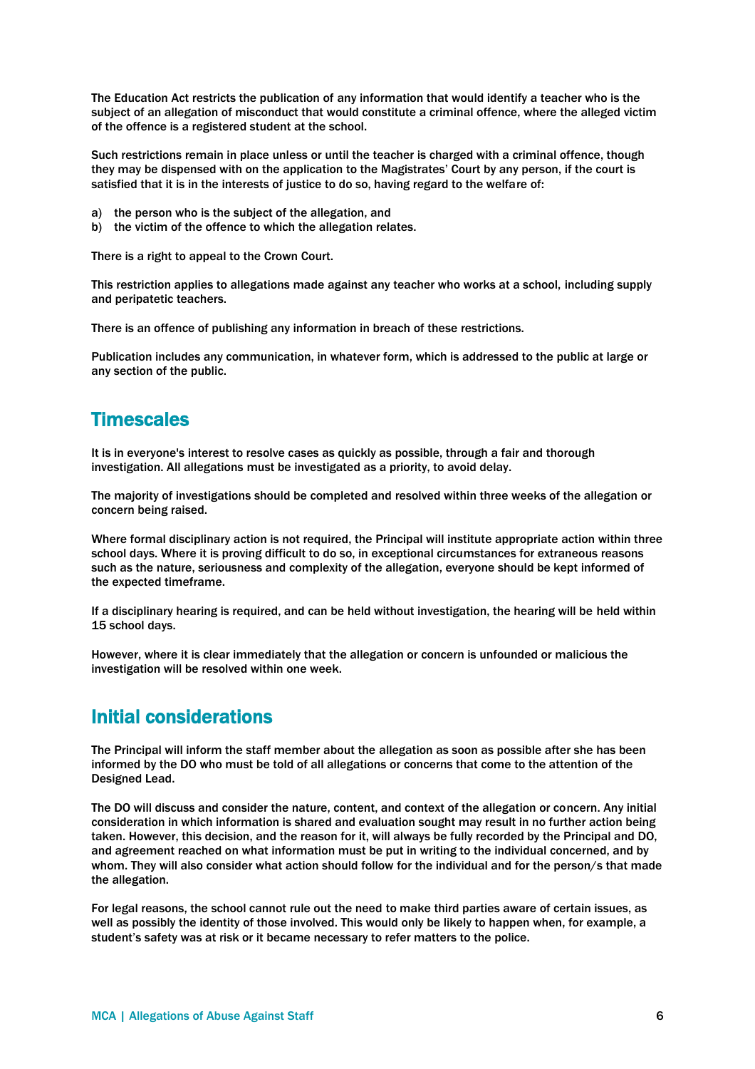The Education Act restricts the publication of any information that would identify a teacher who is the subject of an allegation of misconduct that would constitute a criminal offence, where the alleged victim of the offence is a registered student at the school.

Such restrictions remain in place unless or until the teacher is charged with a criminal offence, though they may be dispensed with on the application to the Magistrates' Court by any person, if the court is satisfied that it is in the interests of justice to do so, having regard to the welfare of:

a) the person who is the subject of the allegation, and
b) the victim of the offence to which the allegation relates.

There is a right to appeal to the Crown Court.

This restriction applies to allegations made against any teacher who works at a school, including supply and peripatetic teachers.

There is an offence of publishing any information in breach of these restrictions.

Publication includes any communication, in whatever form, which is addressed to the public at large or any section of the public.

## Timescales

It is in everyone's interest to resolve cases as quickly as possible, through a fair and thorough investigation. All allegations must be investigated as a priority, to avoid delay.

The majority of investigations should be completed and resolved within three weeks of the allegation or concern being raised.

Where formal disciplinary action is not required, the Principal will institute appropriate action within three school days. Where it is proving difficult to do so, in exceptional circumstances for extraneous reasons such as the nature, seriousness and complexity of the allegation, everyone should be kept informed of the expected timeframe.

If a disciplinary hearing is required, and can be held without investigation, the hearing will be held within 15 school days.

However, where it is clear immediately that the allegation or concern is unfounded or malicious the investigation will be resolved within one week.

## Initial considerations

The Principal will inform the staff member about the allegation as soon as possible after she has been informed by the DO who must be told of all allegations or concerns that come to the attention of the Designed Lead.

The DO will discuss and consider the nature, content, and context of the allegation or concern. Any initial consideration in which information is shared and evaluation sought may result in no further action being taken. However, this decision, and the reason for it, will always be fully recorded by the Principal and DO, and agreement reached on what information must be put in writing to the individual concerned, and by whom. They will also consider what action should follow for the individual and for the person/s that made the allegation.

For legal reasons, the school cannot rule out the need to make third parties aware of certain issues, as well as possibly the identity of those involved. This would only be likely to happen when, for example, a student's safety was at risk or it became necessary to refer matters to the police.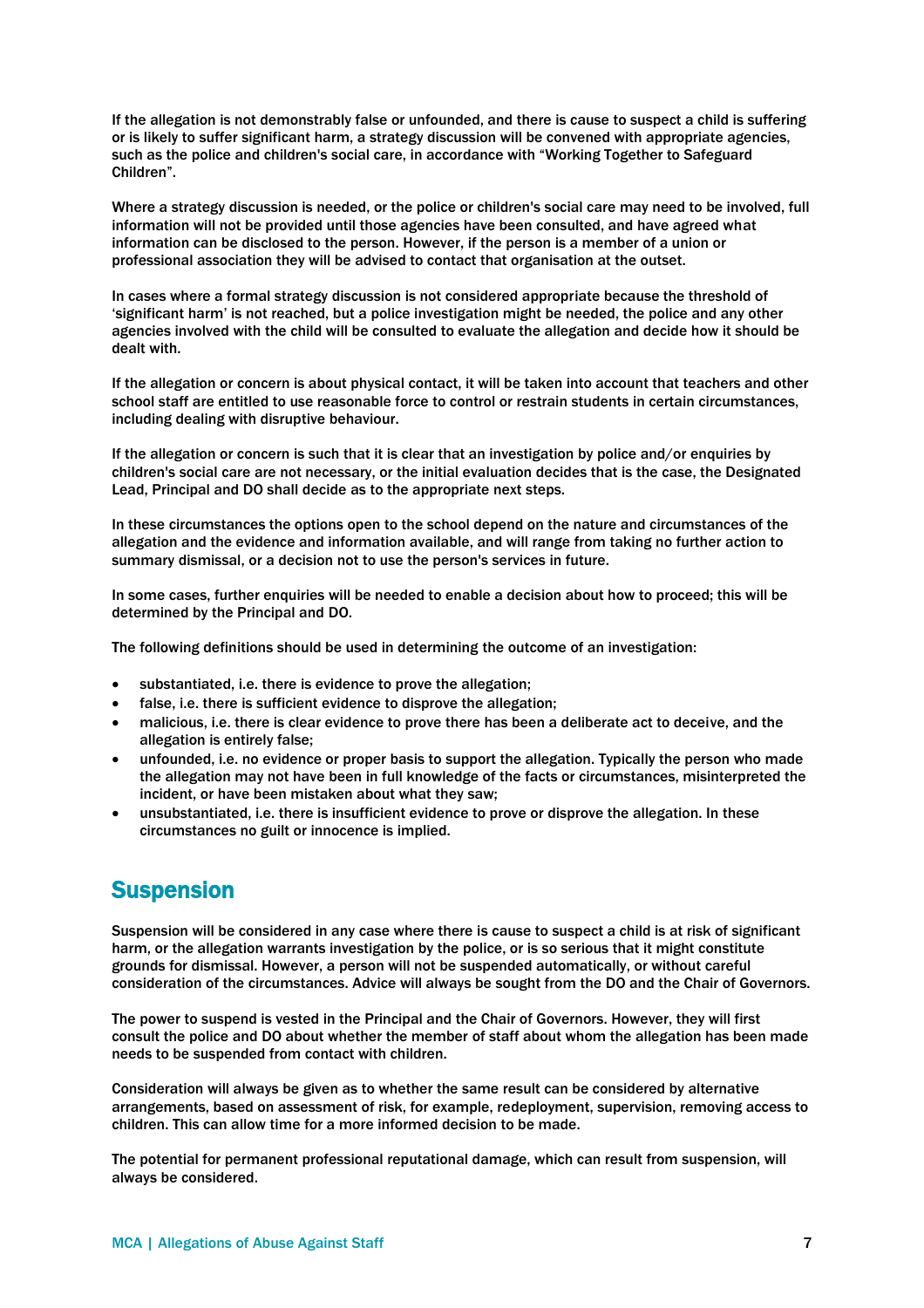If the allegation is not demonstrably false or unfounded, and there is cause to suspect a child is suffering or is likely to suffer significant harm, a strategy discussion will be convened with appropriate agencies, such as the police and children's social care, in accordance with "Working Together to Safeguard Children".

Where a strategy discussion is needed, or the police or children's social care may need to be involved, full information will not be provided until those agencies have been consulted, and have agreed what information can be disclosed to the person. However, if the person is a member of a union or professional association they will be advised to contact that organisation at the outset.

In cases where a formal strategy discussion is not considered appropriate because the threshold of 'significant harm' is not reached, but a police investigation might be needed, the police and any other agencies involved with the child will be consulted to evaluate the allegation and decide how it should be dealt with.

If the allegation or concern is about physical contact, it will be taken into account that teachers and other school staff are entitled to use reasonable force to control or restrain students in certain circumstances, including dealing with disruptive behaviour.

If the allegation or concern is such that it is clear that an investigation by police and/or enquiries by children's social care are not necessary, or the initial evaluation decides that is the case, the Designated Lead, Principal and DO shall decide as to the appropriate next steps.

In these circumstances the options open to the school depend on the nature and circumstances of the allegation and the evidence and information available, and will range from taking no further action to summary dismissal, or a decision not to use the person's services in future.

In some cases, further enquiries will be needed to enable a decision about how to proceed; this will be determined by the Principal and DO.

The following definitions should be used in determining the outcome of an investigation:

- substantiated, i.e. there is evidence to prove the allegation;
- false, i.e. there is sufficient evidence to disprove the allegation;
- malicious, i.e. there is clear evidence to prove there has been a deliberate act to deceive, and the allegation is entirely false;
- unfounded, i.e. no evidence or proper basis to support the allegation. Typically the person who made the allegation may not have been in full knowledge of the facts or circumstances, misinterpreted the incident, or have been mistaken about what they saw;
- unsubstantiated, i.e. there is insufficient evidence to prove or disprove the allegation. In these circumstances no guilt or innocence is implied.

## Suspension

Suspension will be considered in any case where there is cause to suspect a child is at risk of significant harm, or the allegation warrants investigation by the police, or is so serious that it might constitute grounds for dismissal. However, a person will not be suspended automatically, or without careful consideration of the circumstances. Advice will always be sought from the DO and the Chair of Governors.

The power to suspend is vested in the Principal and the Chair of Governors. However, they will first consult the police and DO about whether the member of staff about whom the allegation has been made needs to be suspended from contact with children.

Consideration will always be given as to whether the same result can be considered by alternative arrangements, based on assessment of risk, for example, redeployment, supervision, removing access to children. This can allow time for a more informed decision to be made.

The potential for permanent professional reputational damage, which can result from suspension, will always be considered.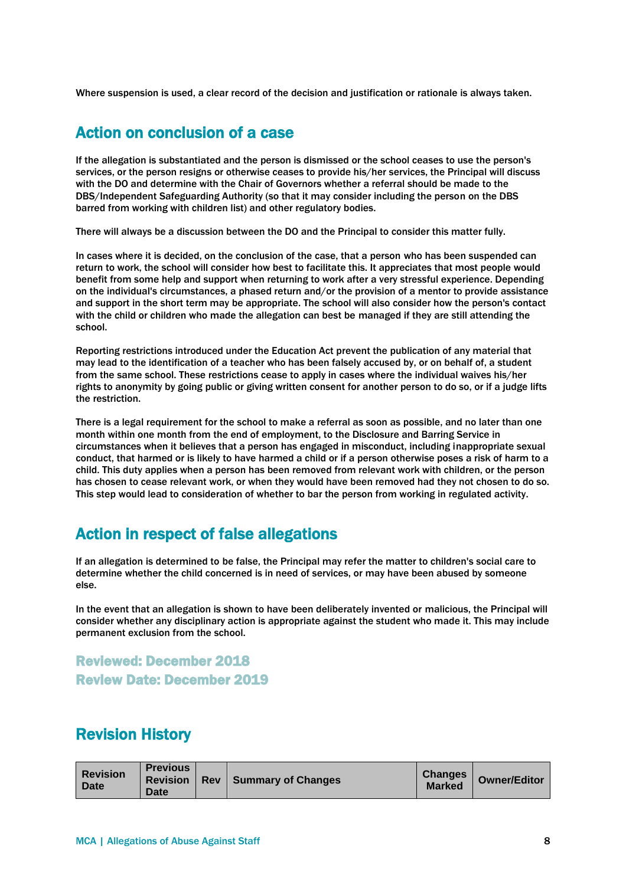Where suspension is used, a clear record of the decision and justification or rationale is always taken.

## Action on conclusion of a case

If the allegation is substantiated and the person is dismissed or the school ceases to use the person's services, or the person resigns or otherwise ceases to provide his/her services, the Principal will discuss with the DO and determine with the Chair of Governors whether a referral should be made to the DBS/Independent Safeguarding Authority (so that it may consider including the person on the DBS barred from working with children list) and other regulatory bodies.

There will always be a discussion between the DO and the Principal to consider this matter fully.

In cases where it is decided, on the conclusion of the case, that a person who has been suspended can return to work, the school will consider how best to facilitate this. It appreciates that most people would benefit from some help and support when returning to work after a very stressful experience. Depending on the individual's circumstances, a phased return and/or the provision of a mentor to provide assistance and support in the short term may be appropriate. The school will also consider how the person's contact with the child or children who made the allegation can best be managed if they are still attending the school.

Reporting restrictions introduced under the Education Act prevent the publication of any material that may lead to the identification of a teacher who has been falsely accused by, or on behalf of, a student from the same school. These restrictions cease to apply in cases where the individual waives his/her rights to anonymity by going public or giving written consent for another person to do so, or if a judge lifts the restriction.

There is a legal requirement for the school to make a referral as soon as possible, and no later than one month within one month from the end of employment, to the Disclosure and Barring Service in circumstances when it believes that a person has engaged in misconduct, including inappropriate sexual conduct, that harmed or is likely to have harmed a child or if a person otherwise poses a risk of harm to a child. This duty applies when a person has been removed from relevant work with children, or the person has chosen to cease relevant work, or when they would have been removed had they not chosen to do so. This step would lead to consideration of whether to bar the person from working in regulated activity.

## Action in respect of false allegations

If an allegation is determined to be false, the Principal may refer the matter to children's social care to determine whether the child concerned is in need of services, or may have been abused by someone else.

In the event that an allegation is shown to have been deliberately invented or malicious, the Principal will consider whether any disciplinary action is appropriate against the student who made it. This may include permanent exclusion from the school.

**Reviewed: December 2018**
**Review Date: December 2019**

## Revision History

| Revision Date | Previous Revision Date | Rev | Summary of Changes | Changes Marked | Owner/Editor |
|---|---|---|---|---|---|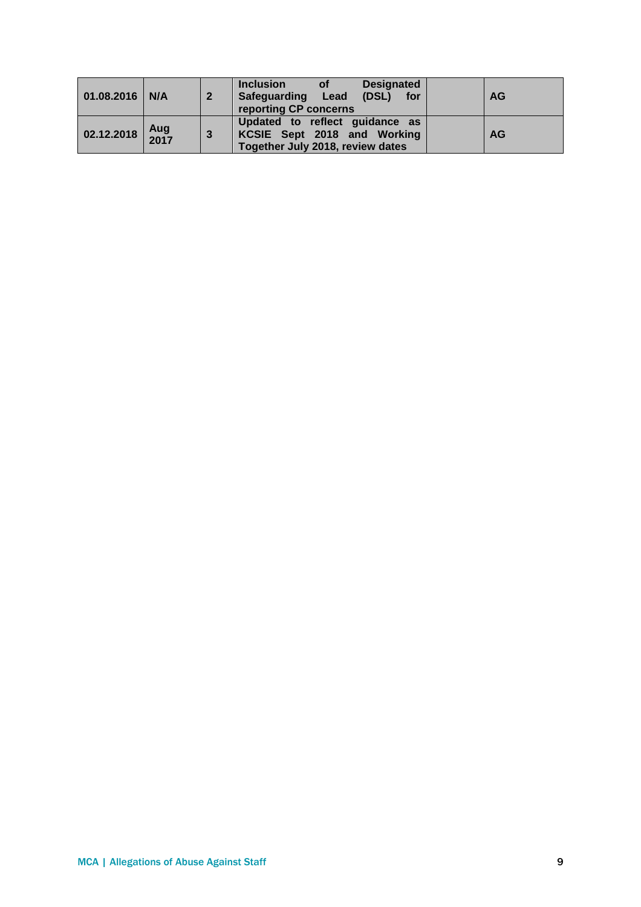| | | | | | |
|---|---|---|---|---|---|
| **01.08.2016** | **N/A** | **2** | **Inclusion of Designated Safeguarding Lead (DSL) for reporting CP concerns** | | **AG** |
| **02.12.2018** | **Aug 2017** | **3** | **Updated to reflect guidance as KCSIE Sept 2018 and Working Together July 2018, review dates** | | **AG** |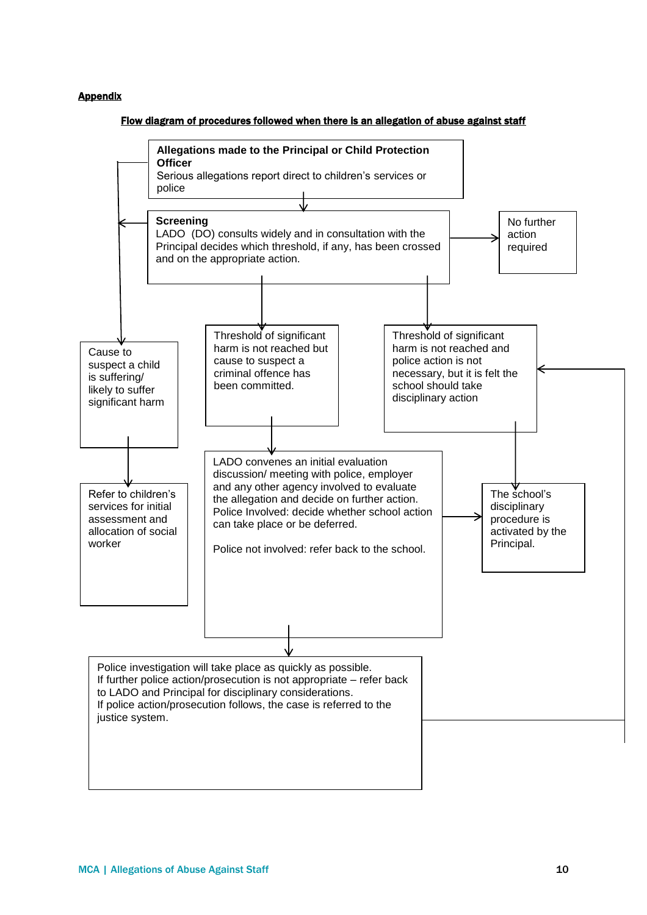**Appendix**

**Flow diagram of procedures followed when there is an allegation of abuse against staff**

**Allegations made to the Principal or Child Protection Officer**
Serious allegations report direct to children's services or police

**Screening**
LADO (DO) consults widely and in consultation with the Principal decides which threshold, if any, has been crossed and on the appropriate action.

No further action required

Cause to suspect a child is suffering/ likely to suffer significant harm

Threshold of significant harm is not reached but cause to suspect a criminal offence has been committed.

Threshold of significant harm is not reached and police action is not necessary, but it is felt the school should take disciplinary action

Refer to children's services for initial assessment and allocation of social worker

LADO convenes an initial evaluation discussion/ meeting with police, employer and any other agency involved to evaluate the allegation and decide on further action.
Police Involved: decide whether school action can take place or be deferred.

Police not involved: refer back to the school.

The school's disciplinary procedure is activated by the Principal.

Police investigation will take place as quickly as possible.
If further police action/prosecution is not appropriate – refer back to LADO and Principal for disciplinary considerations.
If police action/prosecution follows, the case is referred to the justice system.